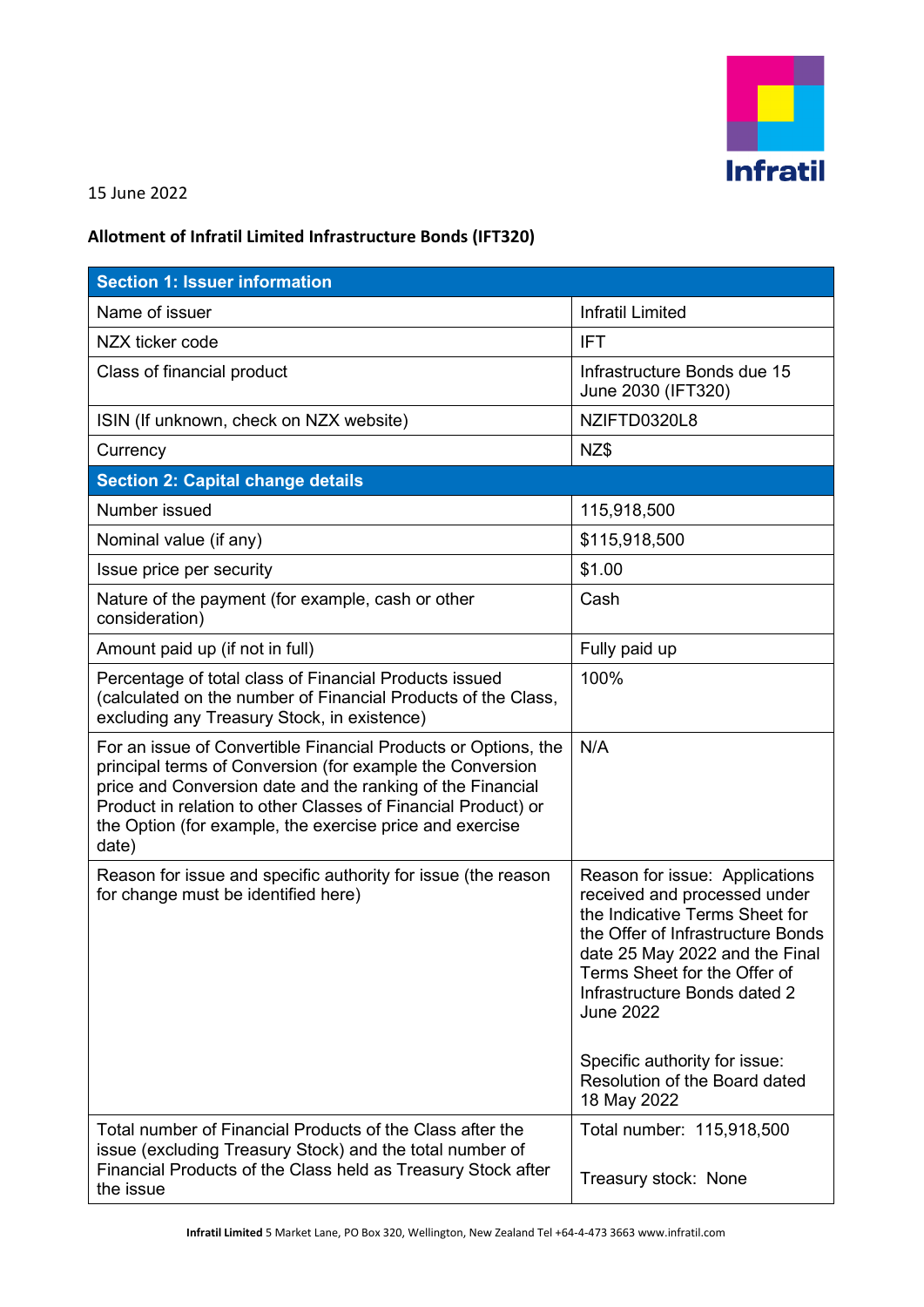15 June 2022

**Allotment of Infratil Limited Infrastructure Bonds (IFT320)**

| **Section 1: Issuer information** | |
|---|---|
| Name of issuer | Infratil Limited |
| NZX ticker code | IFT |
| Class of financial product | Infrastructure Bonds due 15 June 2030 (IFT320) |
| ISIN (If unknown, check on NZX website) | NZIFTD0320L8 |
| Currency | NZ$ |
| **Section 2: Capital change details** | |
| Number issued | 115,918,500 |
| Nominal value (if any) | $115,918,500 |
| Issue price per security | $1.00 |
| Nature of the payment (for example, cash or other consideration) | Cash |
| Amount paid up (if not in full) | Fully paid up |
| Percentage of total class of Financial Products issued (calculated on the number of Financial Products of the Class, excluding any Treasury Stock, in existence) | 100% |
| For an issue of Convertible Financial Products or Options, the principal terms of Conversion (for example the Conversion price and Conversion date and the ranking of the Financial Product in relation to other Classes of Financial Product) or the Option (for example, the exercise price and exercise date) | N/A |
| Reason for issue and specific authority for issue (the reason for change must be identified here) | Reason for issue: Applications received and processed under the Indicative Terms Sheet for the Offer of Infrastructure Bonds date 25 May 2022 and the Final Terms Sheet for the Offer of Infrastructure Bonds dated 2 June 2022<br><br>Specific authority for issue: Resolution of the Board dated 18 May 2022 |
| Total number of Financial Products of the Class after the issue (excluding Treasury Stock) and the total number of Financial Products of the Class held as Treasury Stock after the issue | Total number: 115,918,500<br><br>Treasury stock: None |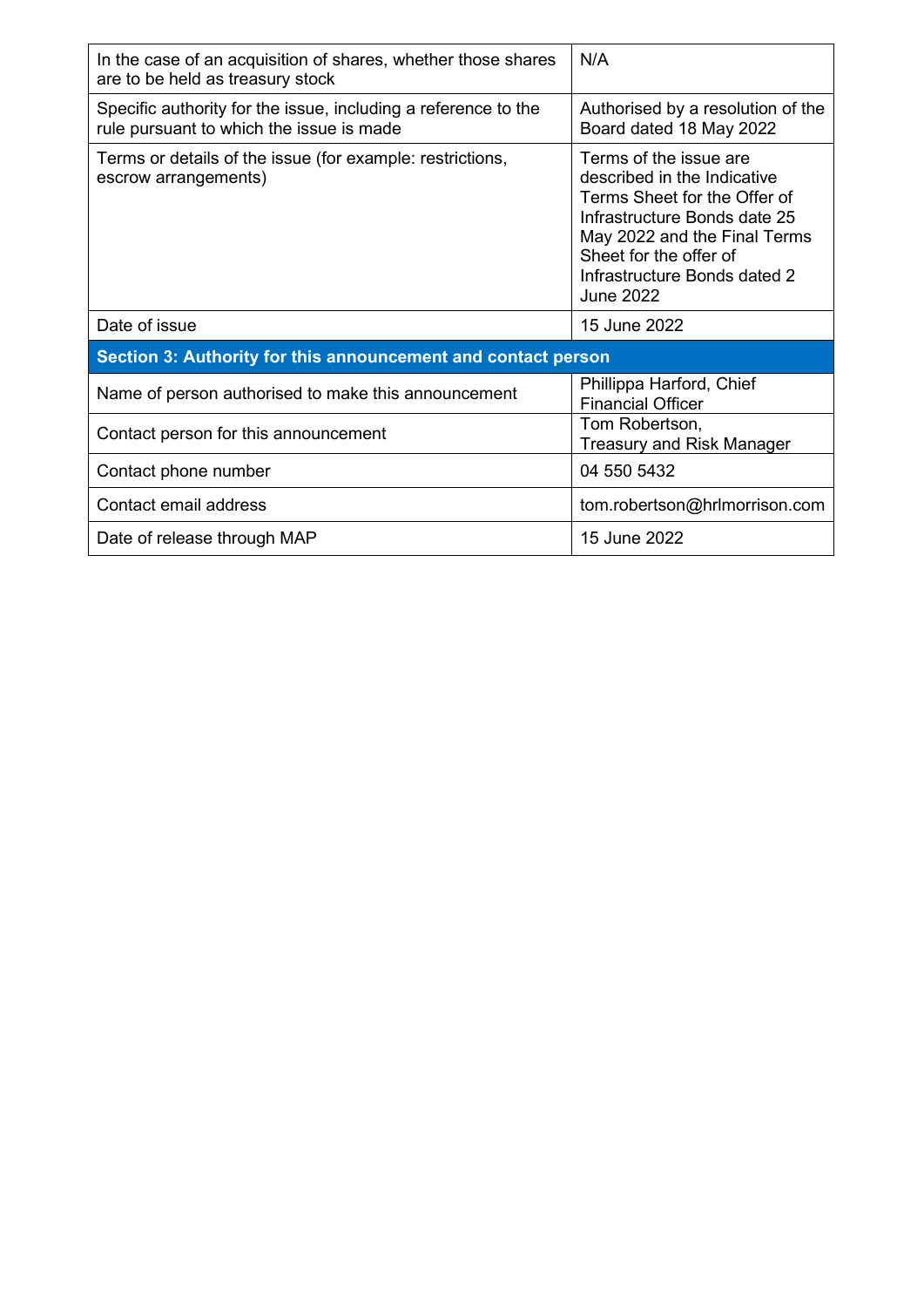| | |
|---|---|
| In the case of an acquisition of shares, whether those shares are to be held as treasury stock | N/A |
| Specific authority for the issue, including a reference to the rule pursuant to which the issue is made | Authorised by a resolution of the Board dated 18 May 2022 |
| Terms or details of the issue (for example: restrictions, escrow arrangements) | Terms of the issue are described in the Indicative Terms Sheet for the Offer of Infrastructure Bonds date 25 May 2022 and the Final Terms Sheet for the offer of Infrastructure Bonds dated 2 June 2022 |
| Date of issue | 15 June 2022 |
| **Section 3: Authority for this announcement and contact person** | |
| Name of person authorised to make this announcement | Phillippa Harford, Chief Financial Officer |
| Contact person for this announcement | Tom Robertson, Treasury and Risk Manager |
| Contact phone number | 04 550 5432 |
| Contact email address | tom.robertson@hrlmorrison.com |
| Date of release through MAP | 15 June 2022 |